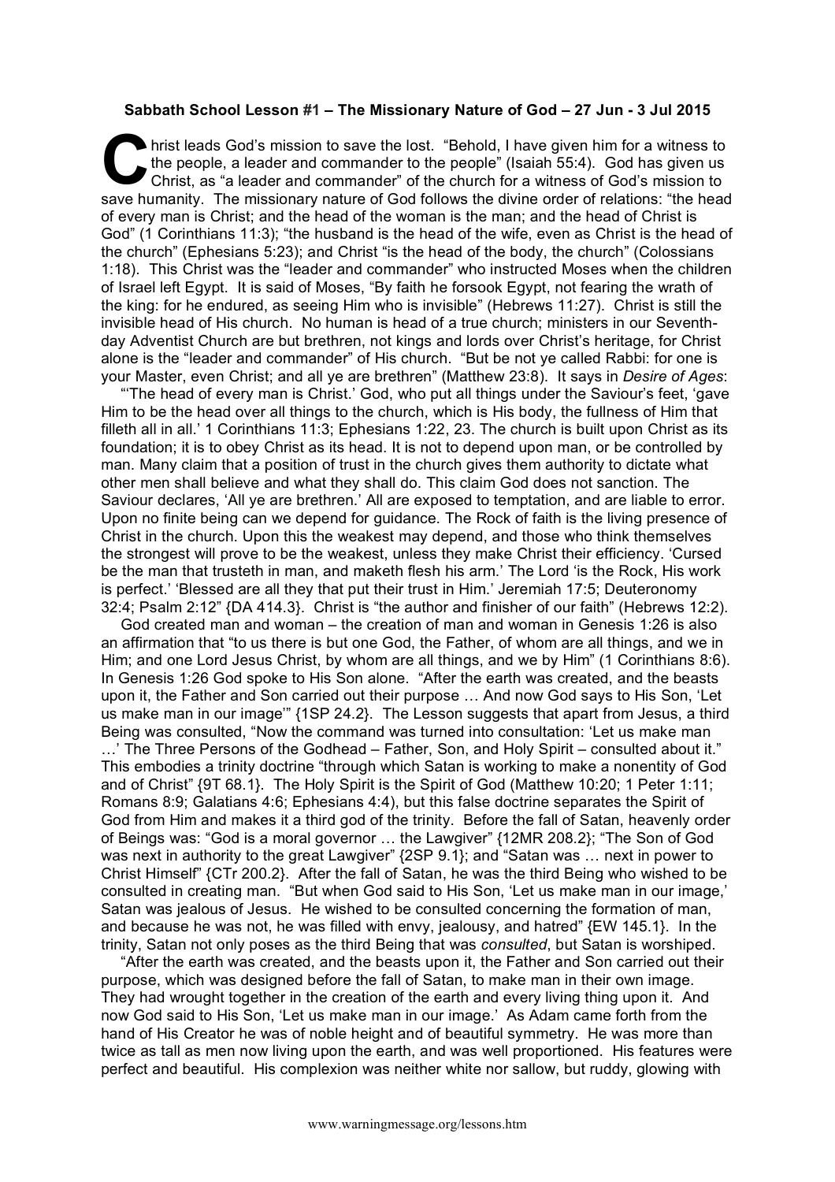**Sabbath School Lesson #1 – The Missionary Nature of God – 27 Jun - 3 Jul 2015**

Christ leads God's mission to save the lost. "Behold, I have given him for a witness to the people, a leader and commander to the people" (Isaiah 55:4). God has given us Christ, as "a leader and commander" of the church for a witness of God's mission to save humanity. The missionary nature of God follows the divine order of relations: "the head of every man is Christ; and the head of the woman is the man; and the head of Christ is God" (1 Corinthians 11:3); "the husband is the head of the wife, even as Christ is the head of the church" (Ephesians 5:23); and Christ "is the head of the body, the church" (Colossians 1:18). This Christ was the "leader and commander" who instructed Moses when the children of Israel left Egypt. It is said of Moses, "By faith he forsook Egypt, not fearing the wrath of the king: for he endured, as seeing Him who is invisible" (Hebrews 11:27). Christ is still the invisible head of His church. No human is head of a true church; ministers in our Seventh-day Adventist Church are but brethren, not kings and lords over Christ's heritage, for Christ alone is the "leader and commander" of His church. "But be not ye called Rabbi: for one is your Master, even Christ; and all ye are brethren" (Matthew 23:8). It says in *Desire of Ages*:

"'The head of every man is Christ.' God, who put all things under the Saviour's feet, 'gave Him to be the head over all things to the church, which is His body, the fullness of Him that filleth all in all.' 1 Corinthians 11:3; Ephesians 1:22, 23. The church is built upon Christ as its foundation; it is to obey Christ as its head. It is not to depend upon man, or be controlled by man. Many claim that a position of trust in the church gives them authority to dictate what other men shall believe and what they shall do. This claim God does not sanction. The Saviour declares, 'All ye are brethren.' All are exposed to temptation, and are liable to error. Upon no finite being can we depend for guidance. The Rock of faith is the living presence of Christ in the church. Upon this the weakest may depend, and those who think themselves the strongest will prove to be the weakest, unless they make Christ their efficiency. 'Cursed be the man that trusteth in man, and maketh flesh his arm.' The Lord 'is the Rock, His work is perfect.' 'Blessed are all they that put their trust in Him.' Jeremiah 17:5; Deuteronomy 32:4; Psalm 2:12" {DA 414.3}. Christ is "the author and finisher of our faith" (Hebrews 12:2).

God created man and woman – the creation of man and woman in Genesis 1:26 is also an affirmation that "to us there is but one God, the Father, of whom are all things, and we in Him; and one Lord Jesus Christ, by whom are all things, and we by Him" (1 Corinthians 8:6). In Genesis 1:26 God spoke to His Son alone. "After the earth was created, and the beasts upon it, the Father and Son carried out their purpose … And now God says to His Son, 'Let us make man in our image'" {1SP 24.2}. The Lesson suggests that apart from Jesus, a third Being was consulted, "Now the command was turned into consultation: 'Let us make man …' The Three Persons of the Godhead – Father, Son, and Holy Spirit – consulted about it." This embodies a trinity doctrine "through which Satan is working to make a nonentity of God and of Christ" {9T 68.1}. The Holy Spirit is the Spirit of God (Matthew 10:20; 1 Peter 1:11; Romans 8:9; Galatians 4:6; Ephesians 4:4), but this false doctrine separates the Spirit of God from Him and makes it a third god of the trinity. Before the fall of Satan, heavenly order of Beings was: "God is a moral governor … the Lawgiver" {12MR 208.2}; "The Son of God was next in authority to the great Lawgiver" {2SP 9.1}; and "Satan was … next in power to Christ Himself" {CTr 200.2}. After the fall of Satan, he was the third Being who wished to be consulted in creating man. "But when God said to His Son, 'Let us make man in our image,' Satan was jealous of Jesus. He wished to be consulted concerning the formation of man, and because he was not, he was filled with envy, jealousy, and hatred" {EW 145.1}. In the trinity, Satan not only poses as the third Being that was *consulted*, but Satan is worshiped.

"After the earth was created, and the beasts upon it, the Father and Son carried out their purpose, which was designed before the fall of Satan, to make man in their own image. They had wrought together in the creation of the earth and every living thing upon it. And now God said to His Son, 'Let us make man in our image.' As Adam came forth from the hand of His Creator he was of noble height and of beautiful symmetry. He was more than twice as tall as men now living upon the earth, and was well proportioned. His features were perfect and beautiful. His complexion was neither white nor sallow, but ruddy, glowing with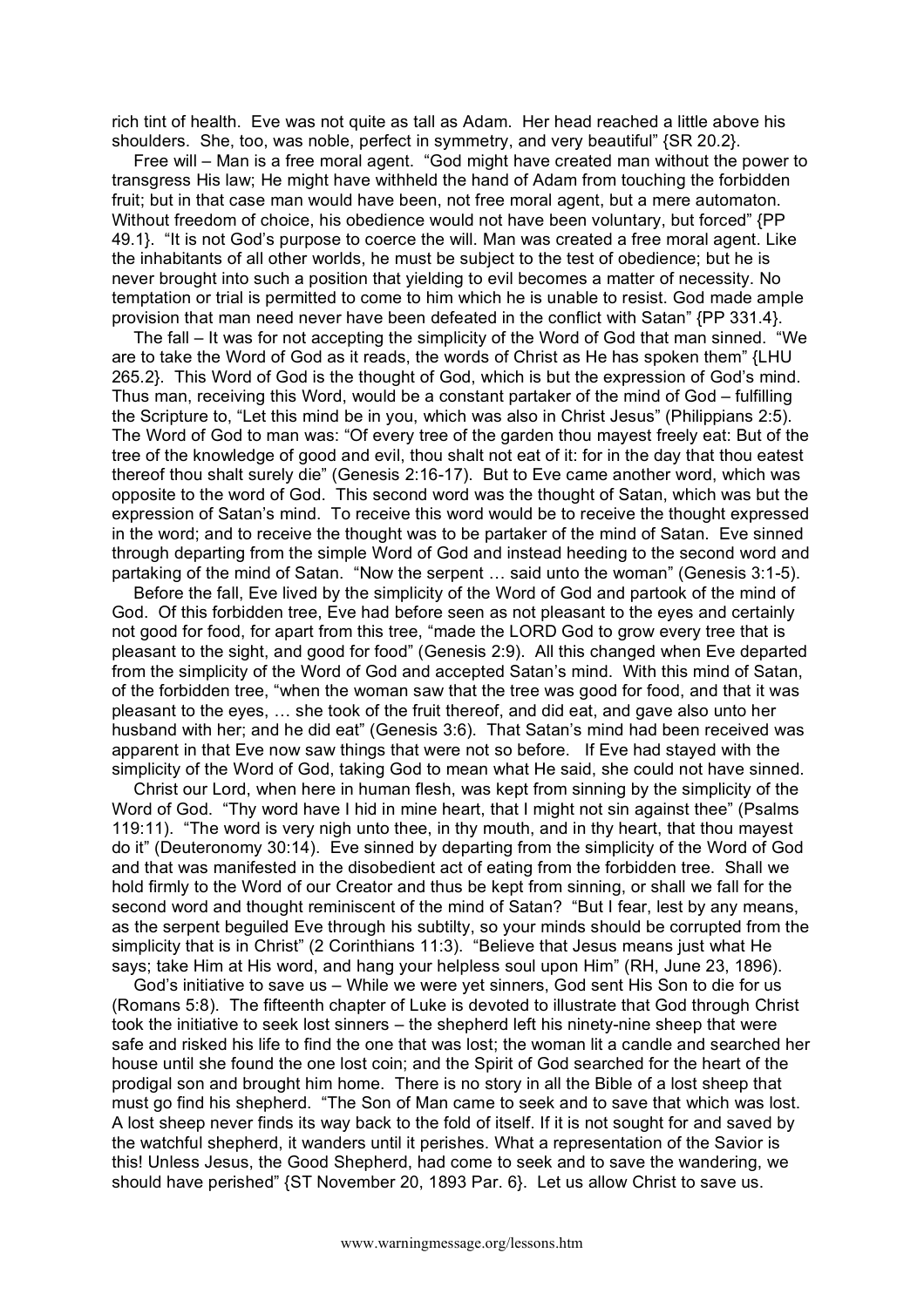rich tint of health. Eve was not quite as tall as Adam. Her head reached a little above his shoulders. She, too, was noble, perfect in symmetry, and very beautiful" {SR 20.2}.

Free will – Man is a free moral agent. "God might have created man without the power to transgress His law; He might have withheld the hand of Adam from touching the forbidden fruit; but in that case man would have been, not free moral agent, but a mere automaton. Without freedom of choice, his obedience would not have been voluntary, but forced" {PP 49.1}. "It is not God's purpose to coerce the will. Man was created a free moral agent. Like the inhabitants of all other worlds, he must be subject to the test of obedience; but he is never brought into such a position that yielding to evil becomes a matter of necessity. No temptation or trial is permitted to come to him which he is unable to resist. God made ample provision that man need never have been defeated in the conflict with Satan" {PP 331.4}.

The fall – It was for not accepting the simplicity of the Word of God that man sinned. "We are to take the Word of God as it reads, the words of Christ as He has spoken them" {LHU 265.2}. This Word of God is the thought of God, which is but the expression of God's mind. Thus man, receiving this Word, would be a constant partaker of the mind of God – fulfilling the Scripture to, "Let this mind be in you, which was also in Christ Jesus" (Philippians 2:5). The Word of God to man was: "Of every tree of the garden thou mayest freely eat: But of the tree of the knowledge of good and evil, thou shalt not eat of it: for in the day that thou eatest thereof thou shalt surely die" (Genesis 2:16-17). But to Eve came another word, which was opposite to the word of God. This second word was the thought of Satan, which was but the expression of Satan's mind. To receive this word would be to receive the thought expressed in the word; and to receive the thought was to be partaker of the mind of Satan. Eve sinned through departing from the simple Word of God and instead heeding to the second word and partaking of the mind of Satan. "Now the serpent … said unto the woman" (Genesis 3:1-5).

Before the fall, Eve lived by the simplicity of the Word of God and partook of the mind of God. Of this forbidden tree, Eve had before seen as not pleasant to the eyes and certainly not good for food, for apart from this tree, "made the LORD God to grow every tree that is pleasant to the sight, and good for food" (Genesis 2:9). All this changed when Eve departed from the simplicity of the Word of God and accepted Satan's mind. With this mind of Satan, of the forbidden tree, "when the woman saw that the tree was good for food, and that it was pleasant to the eyes, … she took of the fruit thereof, and did eat, and gave also unto her husband with her; and he did eat" (Genesis 3:6). That Satan's mind had been received was apparent in that Eve now saw things that were not so before. If Eve had stayed with the simplicity of the Word of God, taking God to mean what He said, she could not have sinned.

Christ our Lord, when here in human flesh, was kept from sinning by the simplicity of the Word of God. "Thy word have I hid in mine heart, that I might not sin against thee" (Psalms 119:11). "The word is very nigh unto thee, in thy mouth, and in thy heart, that thou mayest do it" (Deuteronomy 30:14). Eve sinned by departing from the simplicity of the Word of God and that was manifested in the disobedient act of eating from the forbidden tree. Shall we hold firmly to the Word of our Creator and thus be kept from sinning, or shall we fall for the second word and thought reminiscent of the mind of Satan? "But I fear, lest by any means, as the serpent beguiled Eve through his subtilty, so your minds should be corrupted from the simplicity that is in Christ" (2 Corinthians 11:3). "Believe that Jesus means just what He says; take Him at His word, and hang your helpless soul upon Him" (RH, June 23, 1896).

God's initiative to save us – While we were yet sinners, God sent His Son to die for us (Romans 5:8). The fifteenth chapter of Luke is devoted to illustrate that God through Christ took the initiative to seek lost sinners – the shepherd left his ninety-nine sheep that were safe and risked his life to find the one that was lost; the woman lit a candle and searched her house until she found the one lost coin; and the Spirit of God searched for the heart of the prodigal son and brought him home. There is no story in all the Bible of a lost sheep that must go find his shepherd. "The Son of Man came to seek and to save that which was lost. A lost sheep never finds its way back to the fold of itself. If it is not sought for and saved by the watchful shepherd, it wanders until it perishes. What a representation of the Savior is this! Unless Jesus, the Good Shepherd, had come to seek and to save the wandering, we should have perished" {ST November 20, 1893 Par. 6}. Let us allow Christ to save us.